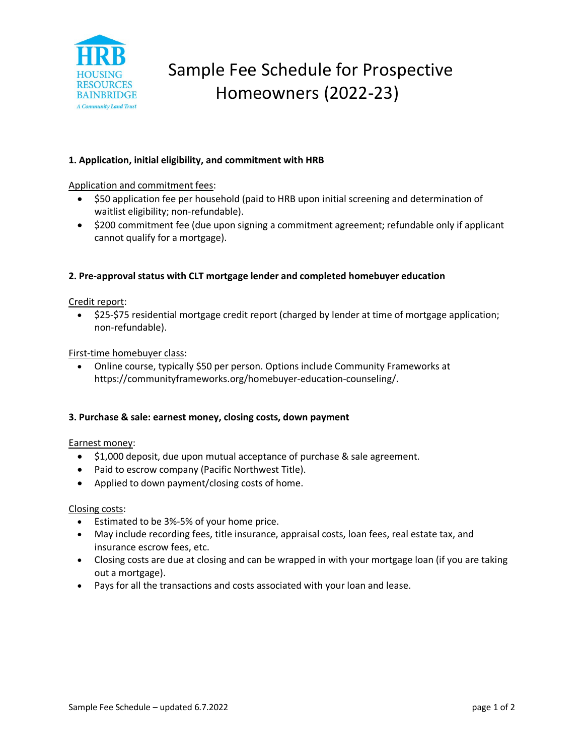# Sample Fee Schedule for Prospective Homeowners (2022-23)

### 1. Application, initial eligibility, and commitment with HRB

Application and commitment fees:

- $50 application fee per household (paid to HRB upon initial screening and determination of waitlist eligibility; non-refundable).
- $200 commitment fee (due upon signing a commitment agreement; refundable only if applicant cannot qualify for a mortgage).

### 2. Pre-approval status with CLT mortgage lender and completed homebuyer education

Credit report:

- $25-$75 residential mortgage credit report (charged by lender at time of mortgage application; non-refundable).

First-time homebuyer class:

- Online course, typically $50 per person. Options include Community Frameworks at https://communityframeworks.org/homebuyer-education-counseling/.

### 3. Purchase & sale: earnest money, closing costs, down payment

Earnest money:

- $1,000 deposit, due upon mutual acceptance of purchase & sale agreement.
- Paid to escrow company (Pacific Northwest Title).
- Applied to down payment/closing costs of home.

Closing costs:

- Estimated to be 3%-5% of your home price.
- May include recording fees, title insurance, appraisal costs, loan fees, real estate tax, and insurance escrow fees, etc.
- Closing costs are due at closing and can be wrapped in with your mortgage loan (if you are taking out a mortgage).
- Pays for all the transactions and costs associated with your loan and lease.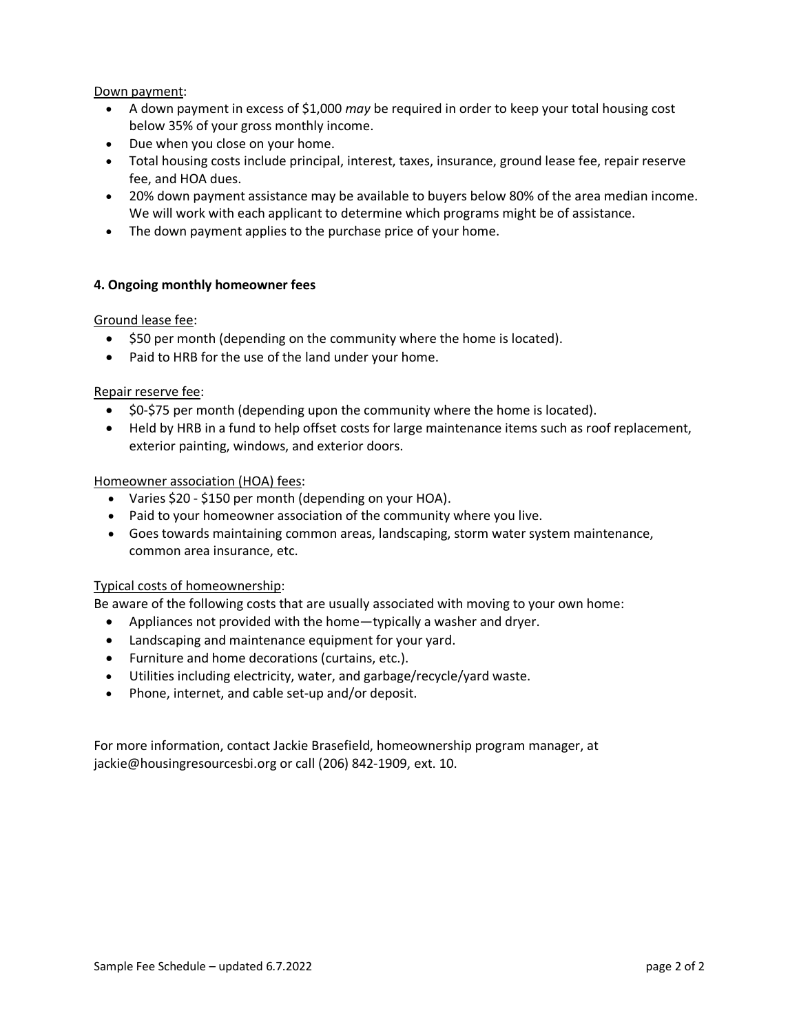<u>Down payment</u>:

- A down payment in excess of $1,000 *may* be required in order to keep your total housing cost below 35% of your gross monthly income.
- Due when you close on your home.
- Total housing costs include principal, interest, taxes, insurance, ground lease fee, repair reserve fee, and HOA dues.
- 20% down payment assistance may be available to buyers below 80% of the area median income. We will work with each applicant to determine which programs might be of assistance.
- The down payment applies to the purchase price of your home.

### 4. Ongoing monthly homeowner fees

<u>Ground lease fee</u>:

- $50 per month (depending on the community where the home is located).
- Paid to HRB for the use of the land under your home.

<u>Repair reserve fee</u>:

- $0-$75 per month (depending upon the community where the home is located).
- Held by HRB in a fund to help offset costs for large maintenance items such as roof replacement, exterior painting, windows, and exterior doors.

<u>Homeowner association (HOA) fees</u>:

- Varies $20 - $150 per month (depending on your HOA).
- Paid to your homeowner association of the community where you live.
- Goes towards maintaining common areas, landscaping, storm water system maintenance, common area insurance, etc.

<u>Typical costs of homeownership</u>:

Be aware of the following costs that are usually associated with moving to your own home:

- Appliances not provided with the home—typically a washer and dryer.
- Landscaping and maintenance equipment for your yard.
- Furniture and home decorations (curtains, etc.).
- Utilities including electricity, water, and garbage/recycle/yard waste.
- Phone, internet, and cable set-up and/or deposit.

For more information, contact Jackie Brasefield, homeownership program manager, at jackie@housingresourcesbi.org or call (206) 842-1909, ext. 10.